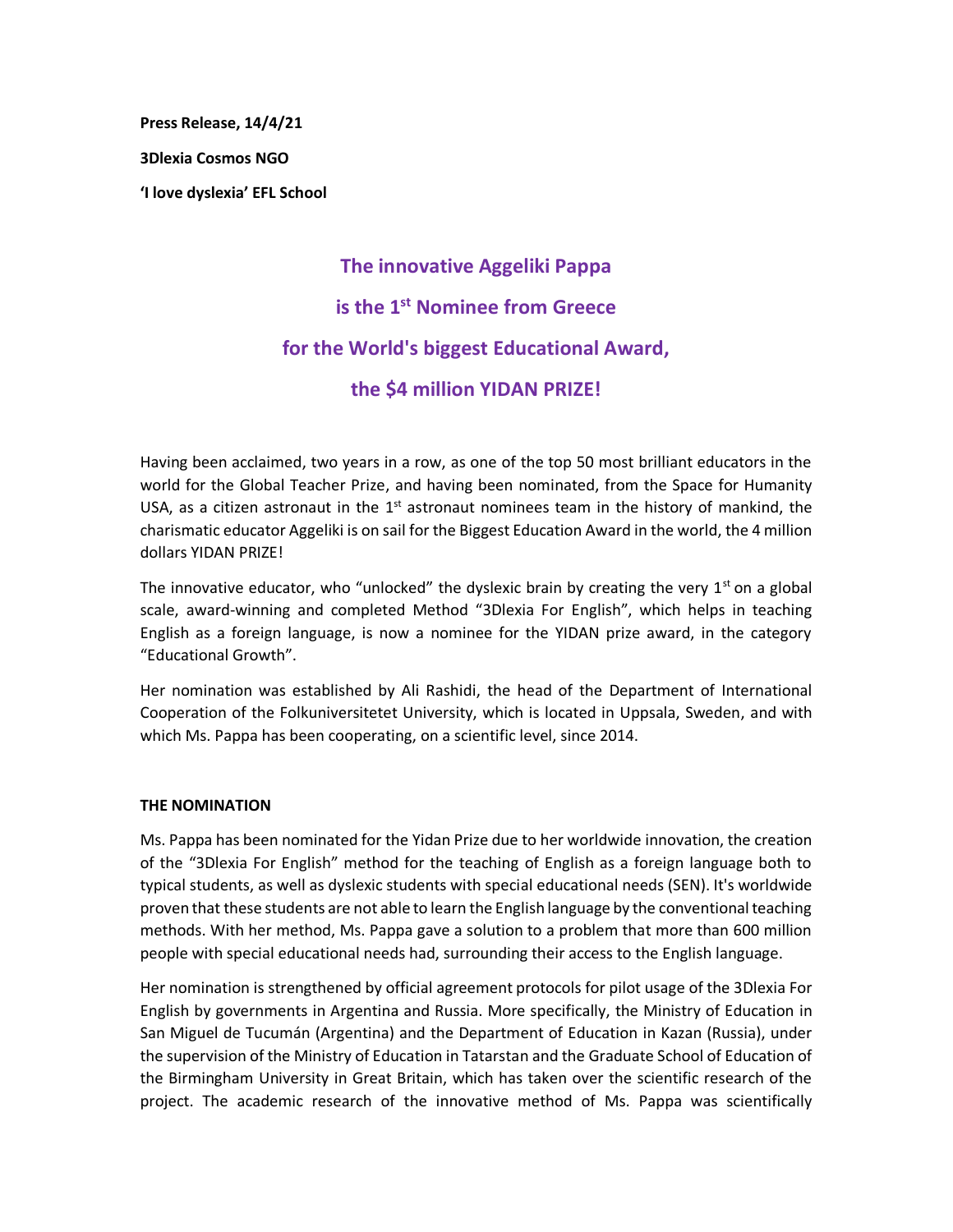**Press Release, 14/4/21**

**3Dlexia Cosmos NGO**

**'I love dyslexia' EFL School**

# The innovative Aggeliki Pappa is the 1st Nominee from Greece for the World's biggest Educational Award, the $4 million YIDAN PRIZE!

Having been acclaimed, two years in a row, as one of the top 50 most brilliant educators in the world for the Global Teacher Prize, and having been nominated, from the Space for Humanity USA, as a citizen astronaut in the 1st astronaut nominees team in the history of mankind, the charismatic educator Aggeliki is on sail for the Biggest Education Award in the world, the 4 million dollars YIDAN PRIZE!

The innovative educator, who "unlocked" the dyslexic brain by creating the very 1st on a global scale, award-winning and completed Method "3Dlexia For English", which helps in teaching English as a foreign language, is now a nominee for the YIDAN prize award, in the category "Educational Growth".

Her nomination was established by Ali Rashidi, the head of the Department of International Cooperation of the Folkuniversitetet University, which is located in Uppsala, Sweden, and with which Ms. Pappa has been cooperating, on a scientific level, since 2014.

## THE NOMINATION

Ms. Pappa has been nominated for the Yidan Prize due to her worldwide innovation, the creation of the "3Dlexia For English" method for the teaching of English as a foreign language both to typical students, as well as dyslexic students with special educational needs (SEN). It's worldwide proven that these students are not able to learn the English language by the conventional teaching methods. With her method, Ms. Pappa gave a solution to a problem that more than 600 million people with special educational needs had, surrounding their access to the English language.

Her nomination is strengthened by official agreement protocols for pilot usage of the 3Dlexia For English by governments in Argentina and Russia. More specifically, the Ministry of Education in San Miguel de Tucumán (Argentina) and the Department of Education in Kazan (Russia), under the supervision of the Ministry of Education in Tatarstan and the Graduate School of Education of the Birmingham University in Great Britain, which has taken over the scientific research of the project. The academic research of the innovative method of Ms. Pappa was scientifically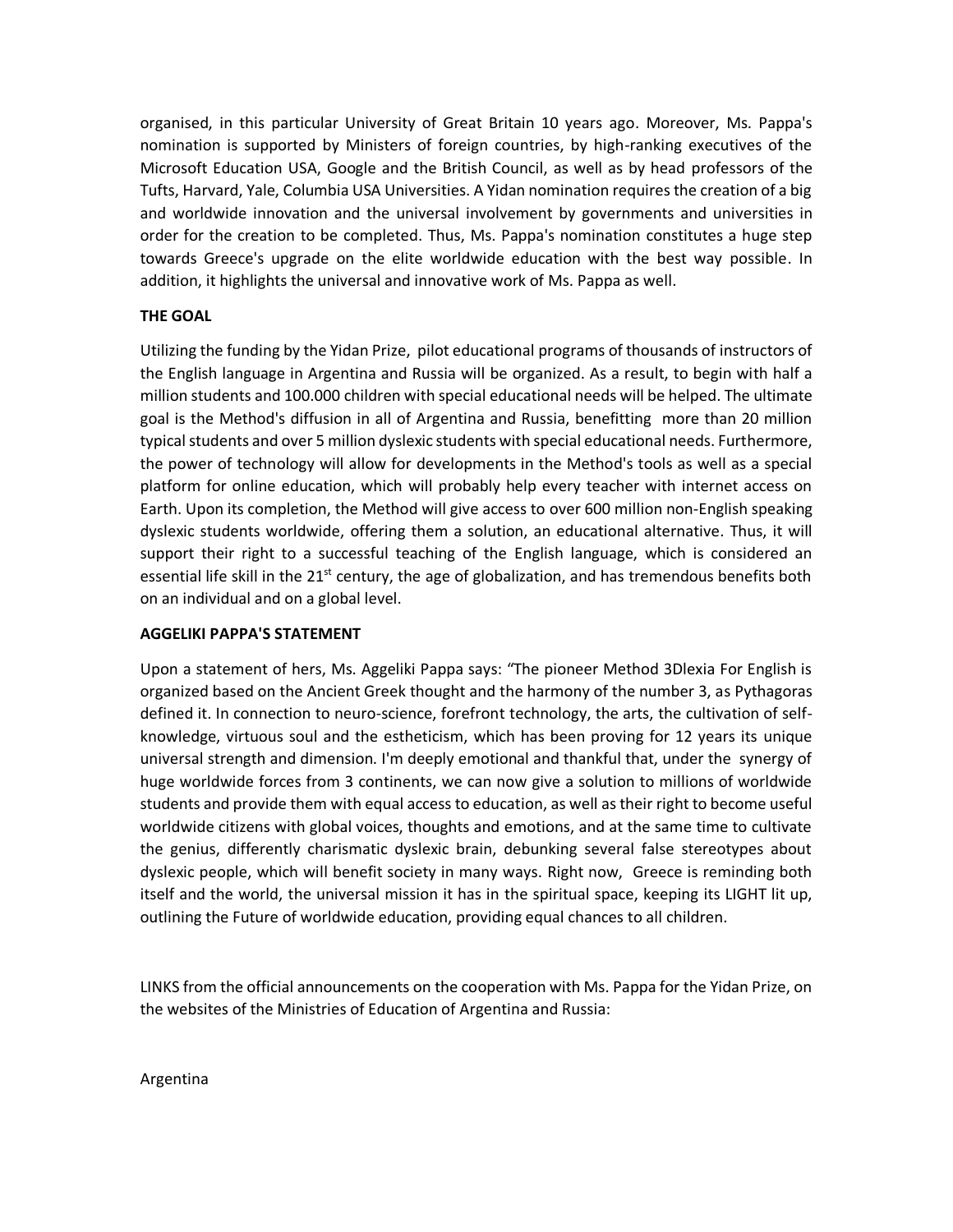organised, in this particular University of Great Britain 10 years ago. Moreover, Ms. Pappa's nomination is supported by Ministers of foreign countries, by high-ranking executives of the Microsoft Education USA, Google and the British Council, as well as by head professors of the Tufts, Harvard, Yale, Columbia USA Universities. A Yidan nomination requires the creation of a big and worldwide innovation and the universal involvement by governments and universities in order for the creation to be completed. Thus, Ms. Pappa's nomination constitutes a huge step towards Greece's upgrade on the elite worldwide education with the best way possible. In addition, it highlights the universal and innovative work of Ms. Pappa as well.

**THE GOAL**

Utilizing the funding by the Yidan Prize, pilot educational programs of thousands of instructors of the English language in Argentina and Russia will be organized. As a result, to begin with half a million students and 100.000 children with special educational needs will be helped. The ultimate goal is the Method's diffusion in all of Argentina and Russia, benefitting more than 20 million typical students and over 5 million dyslexic students with special educational needs. Furthermore, the power of technology will allow for developments in the Method's tools as well as a special platform for online education, which will probably help every teacher with internet access on Earth. Upon its completion, the Method will give access to over 600 million non-English speaking dyslexic students worldwide, offering them a solution, an educational alternative. Thus, it will support their right to a successful teaching of the English language, which is considered an essential life skill in the 21st century, the age of globalization, and has tremendous benefits both on an individual and on a global level.

**AGGELIKI PAPPA'S STATEMENT**

Upon a statement of hers, Ms. Aggeliki Pappa says: "The pioneer Method 3Dlexia For English is organized based on the Ancient Greek thought and the harmony of the number 3, as Pythagoras defined it. In connection to neuro-science, forefront technology, the arts, the cultivation of self-knowledge, virtuous soul and the estheticism, which has been proving for 12 years its unique universal strength and dimension. I'm deeply emotional and thankful that, under the synergy of huge worldwide forces from 3 continents, we can now give a solution to millions of worldwide students and provide them with equal access to education, as well as their right to become useful worldwide citizens with global voices, thoughts and emotions, and at the same time to cultivate the genius, differently charismatic dyslexic brain, debunking several false stereotypes about dyslexic people, which will benefit society in many ways. Right now, Greece is reminding both itself and the world, the universal mission it has in the spiritual space, keeping its LIGHT lit up, outlining the Future of worldwide education, providing equal chances to all children.

LINKS from the official announcements on the cooperation with Ms. Pappa for the Yidan Prize, on the websites of the Ministries of Education of Argentina and Russia:

Argentina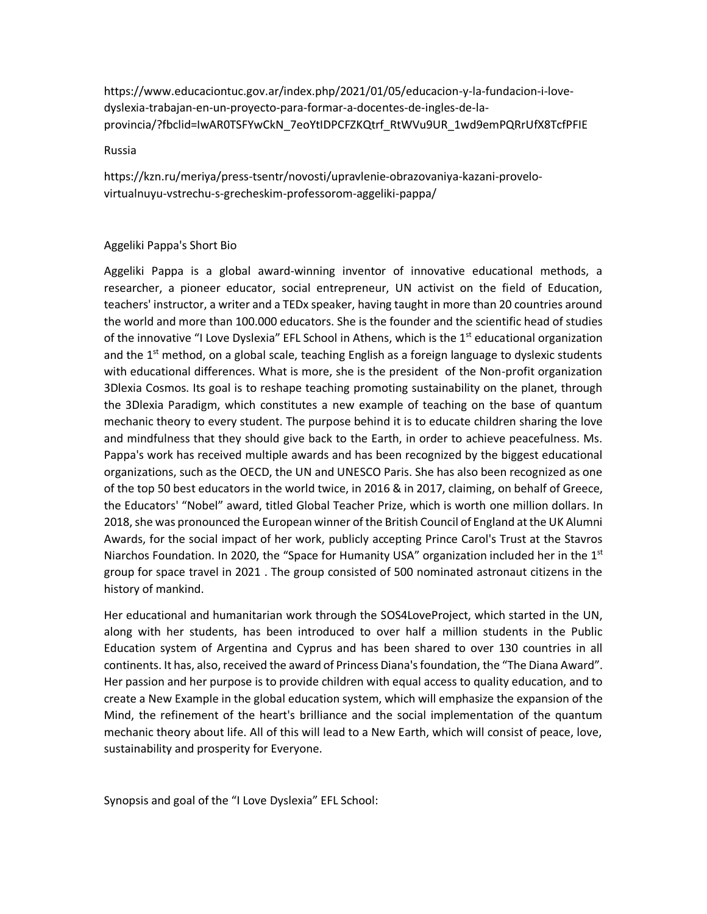https://www.educaciontuc.gov.ar/index.php/2021/01/05/educacion-y-la-fundacion-i-love-dyslexia-trabajan-en-un-proyecto-para-formar-a-docentes-de-ingles-de-la-provincia/?fbclid=IwAR0TSFYwCkN_7eoYtIDPCFZKQtrf_RtWVu9UR_1wd9emPQRrUfX8TcfPFIE

Russia

https://kzn.ru/meriya/press-tsentr/novosti/upravlenie-obrazovaniya-kazani-provelo-virtualnuyu-vstrechu-s-grecheskim-professorom-aggeliki-pappa/

Aggeliki Pappa's Short Bio

Aggeliki Pappa is a global award-winning inventor of innovative educational methods, a researcher, a pioneer educator, social entrepreneur, UN activist on the field of Education, teachers' instructor, a writer and a TEDx speaker, having taught in more than 20 countries around the world and more than 100.000 educators. She is the founder and the scientific head of studies of the innovative "I Love Dyslexia" EFL School in Athens, which is the 1st educational organization and the 1st method, on a global scale, teaching English as a foreign language to dyslexic students with educational differences. What is more, she is the president of the Non-profit organization 3Dlexia Cosmos. Its goal is to reshape teaching promoting sustainability on the planet, through the 3Dlexia Paradigm, which constitutes a new example of teaching on the base of quantum mechanic theory to every student. The purpose behind it is to educate children sharing the love and mindfulness that they should give back to the Earth, in order to achieve peacefulness. Ms. Pappa's work has received multiple awards and has been recognized by the biggest educational organizations, such as the OECD, the UN and UNESCO Paris. She has also been recognized as one of the top 50 best educators in the world twice, in 2016 & in 2017, claiming, on behalf of Greece, the Educators' "Nobel" award, titled Global Teacher Prize, which is worth one million dollars. In 2018, she was pronounced the European winner of the British Council of England at the UK Alumni Awards, for the social impact of her work, publicly accepting Prince Carol's Trust at the Stavros Niarchos Foundation. In 2020, the "Space for Humanity USA" organization included her in the 1st group for space travel in 2021 . The group consisted of 500 nominated astronaut citizens in the history of mankind.

Her educational and humanitarian work through the SOS4LoveProject, which started in the UN, along with her students, has been introduced to over half a million students in the Public Education system of Argentina and Cyprus and has been shared to over 130 countries in all continents. It has, also, received the award of Princess Diana's foundation, the "The Diana Award". Her passion and her purpose is to provide children with equal access to quality education, and to create a New Example in the global education system, which will emphasize the expansion of the Mind, the refinement of the heart's brilliance and the social implementation of the quantum mechanic theory about life. All of this will lead to a New Earth, which will consist of peace, love, sustainability and prosperity for Everyone.

Synopsis and goal of the "I Love Dyslexia" EFL School: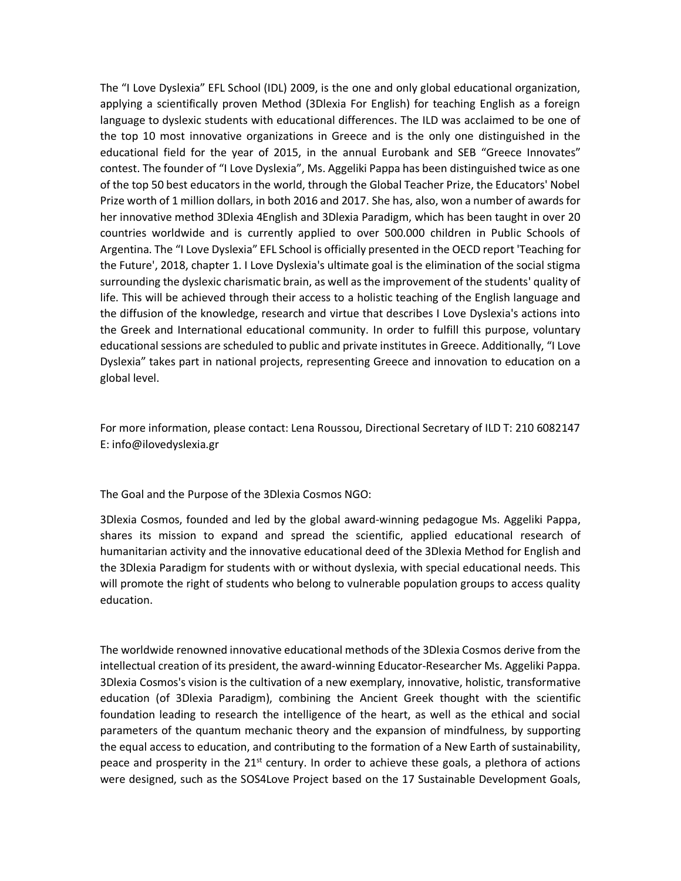The “I Love Dyslexia” EFL School (IDL) 2009, is the one and only global educational organization, applying a scientifically proven Method (3Dlexia For English) for teaching English as a foreign language to dyslexic students with educational differences. The ILD was acclaimed to be one of the top 10 most innovative organizations in Greece and is the only one distinguished in the educational field for the year of 2015, in the annual Eurobank and SEB “Greece Innovates” contest. The founder of “I Love Dyslexia”, Ms. Aggeliki Pappa has been distinguished twice as one of the top 50 best educators in the world, through the Global Teacher Prize, the Educators' Nobel Prize worth of 1 million dollars, in both 2016 and 2017. She has, also, won a number of awards for her innovative method 3Dlexia 4English and 3Dlexia Paradigm, which has been taught in over 20 countries worldwide and is currently applied to over 500.000 children in Public Schools of Argentina. The “I Love Dyslexia” EFL School is officially presented in the OECD report 'Teaching for the Future', 2018, chapter 1. I Love Dyslexia's ultimate goal is the elimination of the social stigma surrounding the dyslexic charismatic brain, as well as the improvement of the students' quality of life. This will be achieved through their access to a holistic teaching of the English language and the diffusion of the knowledge, research and virtue that describes I Love Dyslexia's actions into the Greek and International educational community. In order to fulfill this purpose, voluntary educational sessions are scheduled to public and private institutes in Greece. Additionally, “I Love Dyslexia” takes part in national projects, representing Greece and innovation to education on a global level.

For more information, please contact: Lena Roussou, Directional Secretary of ILD T: 210 6082147 E: info@ilovedyslexia.gr

The Goal and the Purpose of the 3Dlexia Cosmos NGO:

3Dlexia Cosmos, founded and led by the global award-winning pedagogue Ms. Aggeliki Pappa, shares its mission to expand and spread the scientific, applied educational research of humanitarian activity and the innovative educational deed of the 3Dlexia Method for English and the 3Dlexia Paradigm for students with or without dyslexia, with special educational needs. This will promote the right of students who belong to vulnerable population groups to access quality education.

The worldwide renowned innovative educational methods of the 3Dlexia Cosmos derive from the intellectual creation of its president, the award-winning Educator-Researcher Ms. Aggeliki Pappa. 3Dlexia Cosmos's vision is the cultivation of a new exemplary, innovative, holistic, transformative education (of 3Dlexia Paradigm), combining the Ancient Greek thought with the scientific foundation leading to research the intelligence of the heart, as well as the ethical and social parameters of the quantum mechanic theory and the expansion of mindfulness, by supporting the equal access to education, and contributing to the formation of a New Earth of sustainability, peace and prosperity in the 21st century. In order to achieve these goals, a plethora of actions were designed, such as the SOS4Love Project based on the 17 Sustainable Development Goals,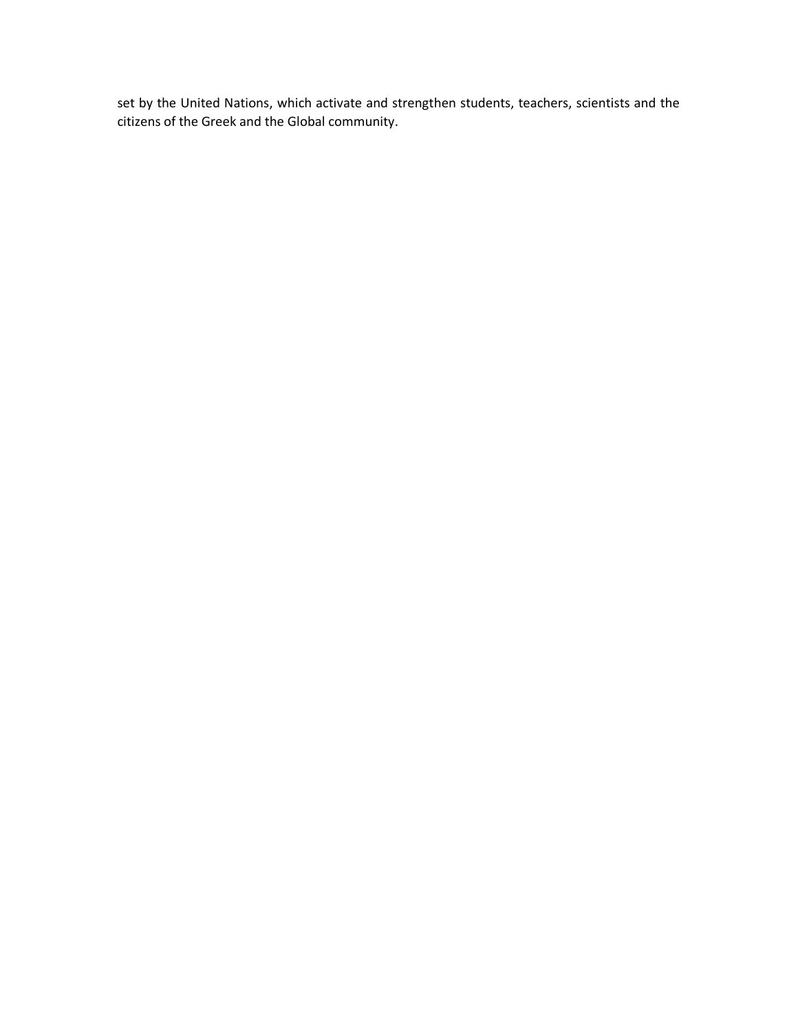set by the United Nations, which activate and strengthen students, teachers, scientists and the citizens of the Greek and the Global community.